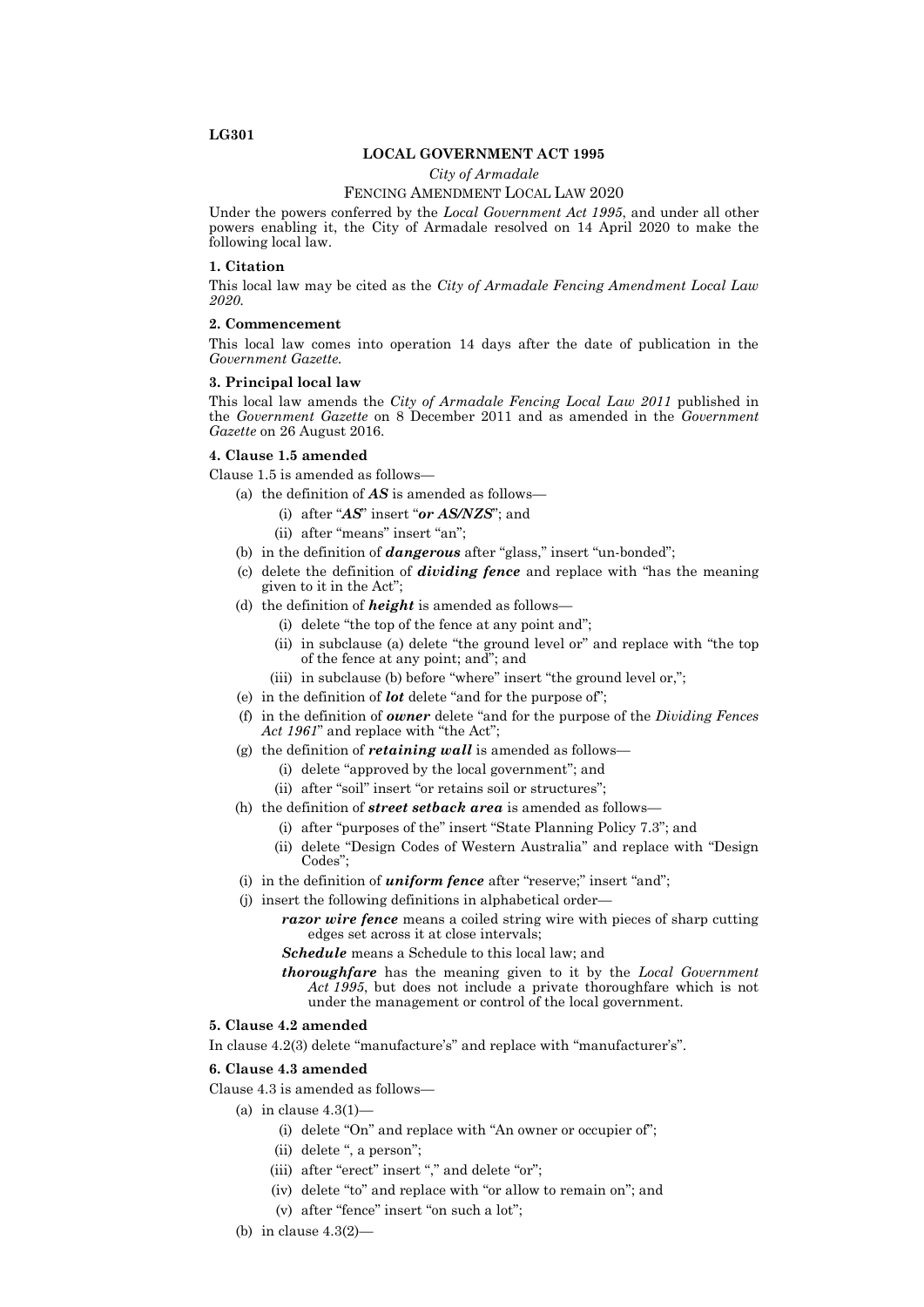LG301

## LOCAL GOVERNMENT ACT 1995

*City of Armadale*

FENCING AMENDMENT LOCAL LAW 2020

Under the powers conferred by the *Local Government Act 1995*, and under all other powers enabling it, the City of Armadale resolved on 14 April 2020 to make the following local law.

### 1. Citation

This local law may be cited as the *City of Armadale Fencing Amendment Local Law 2020*.

### 2. Commencement

This local law comes into operation 14 days after the date of publication in the *Government Gazette*.

### 3. Principal local law

This local law amends the *City of Armadale Fencing Local Law 2011* published in the *Government Gazette* on 8 December 2011 and as amended in the *Government Gazette* on 26 August 2016.

### 4. Clause 1.5 amended

Clause 1.5 is amended as follows—

- (a) the definition of ***AS*** is amended as follows—
  - (i) after "***AS***" insert "***or AS/NZS***"; and
  - (ii) after "means" insert "an";
- (b) in the definition of ***dangerous*** after "glass," insert "un-bonded";
- (c) delete the definition of ***dividing fence*** and replace with "has the meaning given to it in the Act";
- (d) the definition of ***height*** is amended as follows—
  - (i) delete "the top of the fence at any point and";
  - (ii) in subclause (a) delete "the ground level or" and replace with "the top of the fence at any point; and"; and
  - (iii) in subclause (b) before "where" insert "the ground level or,";
- (e) in the definition of ***lot*** delete "and for the purpose of";
- (f) in the definition of ***owner*** delete "and for the purpose of the *Dividing Fences Act 1961*" and replace with "the Act";
- (g) the definition of ***retaining wall*** is amended as follows—
  - (i) delete "approved by the local government"; and
  - (ii) after "soil" insert "or retains soil or structures";
- (h) the definition of ***street setback area*** is amended as follows—
  - (i) after "purposes of the" insert "State Planning Policy 7.3"; and
  - (ii) delete "Design Codes of Western Australia" and replace with "Design Codes";
- (i) in the definition of ***uniform fence*** after "reserve;" insert "and";
- (j) insert the following definitions in alphabetical order—

  ***razor wire fence*** means a coiled string wire with pieces of sharp cutting edges set across it at close intervals;

  ***Schedule*** means a Schedule to this local law; and

  ***thoroughfare*** has the meaning given to it by the *Local Government Act 1995*, but does not include a private thoroughfare which is not under the management or control of the local government.

### 5. Clause 4.2 amended

In clause 4.2(3) delete "manufacture's" and replace with "manufacturer's".

### 6. Clause 4.3 amended

Clause 4.3 is amended as follows—

- (a) in clause 4.3(1)—
  - (i) delete "On" and replace with "An owner or occupier of";
  - (ii) delete ", a person";
  - (iii) after "erect" insert "," and delete "or";
  - (iv) delete "to" and replace with "or allow to remain on"; and
  - (v) after "fence" insert "on such a lot";
- (b) in clause 4.3(2)—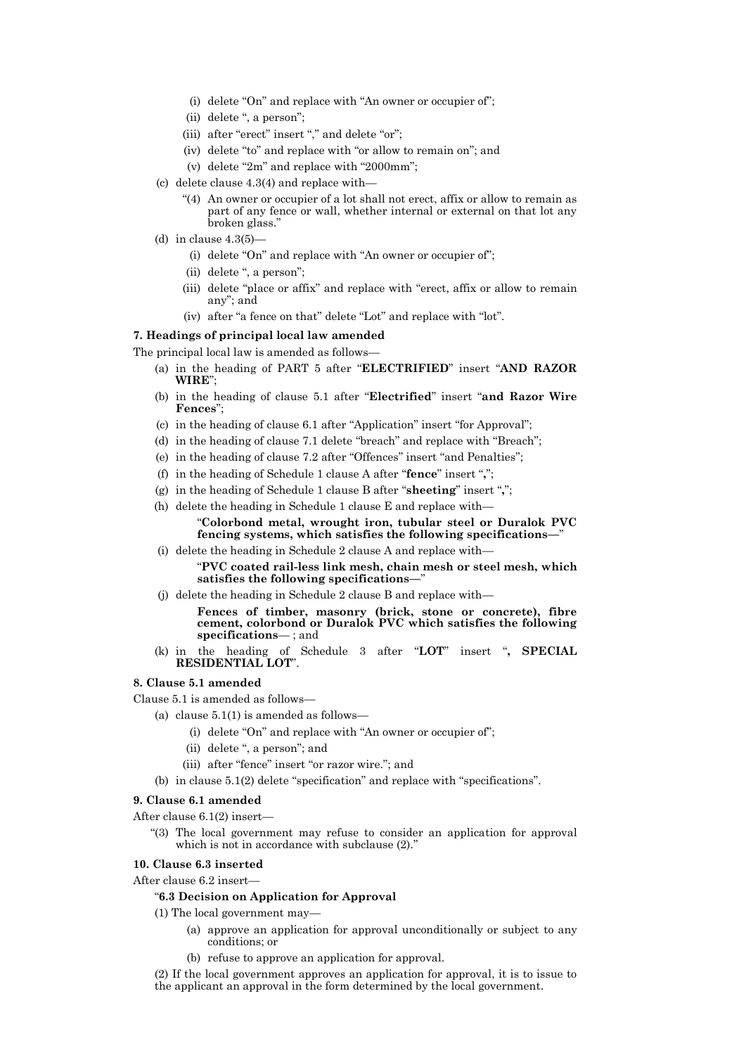- (i) delete "On" and replace with "An owner or occupier of";
  - (ii) delete ", a person";
  - (iii) after "erect" insert "," and delete "or";
  - (iv) delete "to" and replace with "or allow to remain on"; and
  - (v) delete "2m" and replace with "2000mm";

- (c) delete clause 4.3(4) and replace with—

  "(4) An owner or occupier of a lot shall not erect, affix or allow to remain as part of any fence or wall, whether internal or external on that lot any broken glass."

- (d) in clause 4.3(5)—
  - (i) delete "On" and replace with "An owner or occupier of";
  - (ii) delete ", a person";
  - (iii) delete "place or affix" and replace with "erect, affix or allow to remain any"; and
  - (iv) after "a fence on that" delete "Lot" and replace with "lot".

**7. Headings of principal local law amended**

The principal local law is amended as follows—

- (a) in the heading of PART 5 after "**ELECTRIFIED**" insert "**AND RAZOR WIRE**";
- (b) in the heading of clause 5.1 after "**Electrified**" insert "**and Razor Wire Fences**";
- (c) in the heading of clause 6.1 after "Application" insert "for Approval";
- (d) in the heading of clause 7.1 delete "breach" and replace with "Breach";
- (e) in the heading of clause 7.2 after "Offences" insert "and Penalties";
- (f) in the heading of Schedule 1 clause A after "**fence**" insert "**,**";
- (g) in the heading of Schedule 1 clause B after "**sheeting**" insert "**,**";
- (h) delete the heading in Schedule 1 clause E and replace with—

  "**Colorbond metal, wrought iron, tubular steel or Duralok PVC fencing systems, which satisfies the following specifications—**"

- (i) delete the heading in Schedule 2 clause A and replace with—

  "**PVC coated rail-less link mesh, chain mesh or steel mesh, which satisfies the following specifications—**"

- (j) delete the heading in Schedule 2 clause B and replace with—

  **Fences of timber, masonry (brick, stone or concrete), fibre cement, colorbond or Duralok PVC which satisfies the following specifications**— ; and

- (k) in the heading of Schedule 3 after "**LOT**" insert "**, SPECIAL RESIDENTIAL LOT**".

**8. Clause 5.1 amended**

Clause 5.1 is amended as follows—

- (a) clause 5.1(1) is amended as follows—
  - (i) delete "On" and replace with "An owner or occupier of";
  - (ii) delete ", a person"; and
  - (iii) after "fence" insert "or razor wire."; and
- (b) in clause 5.1(2) delete "specification" and replace with "specifications".

**9. Clause 6.1 amended**

After clause 6.1(2) insert—

"(3) The local government may refuse to consider an application for approval which is not in accordance with subclause (2)."

**10. Clause 6.3 inserted**

After clause 6.2 insert—

"**6.3 Decision on Application for Approval**

(1) The local government may—

- (a) approve an application for approval unconditionally or subject to any conditions; or
- (b) refuse to approve an application for approval.

(2) If the local government approves an application for approval, it is to issue to the applicant an approval in the form determined by the local government.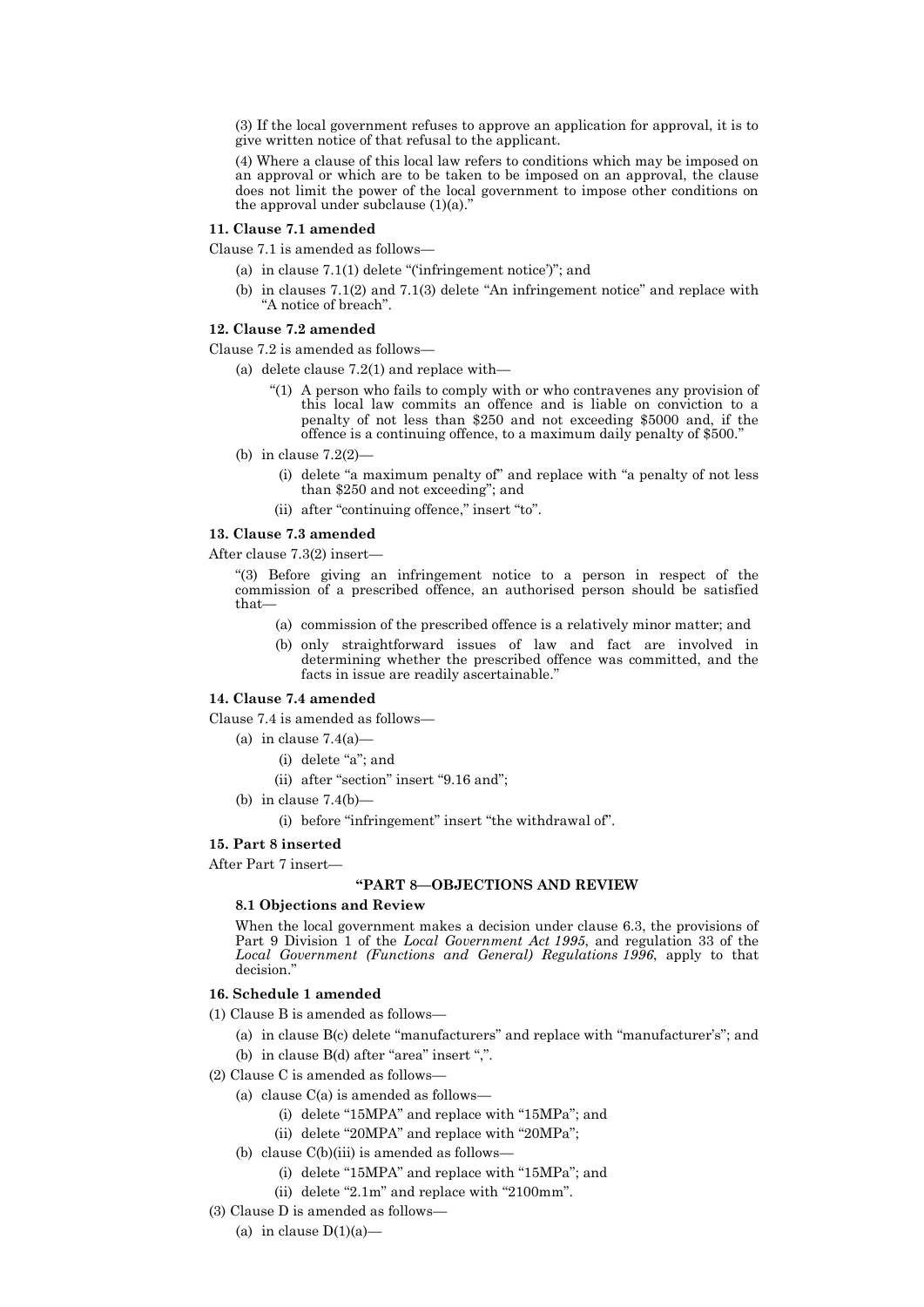(3) If the local government refuses to approve an application for approval, it is to give written notice of that refusal to the applicant.

(4) Where a clause of this local law refers to conditions which may be imposed on an approval or which are to be taken to be imposed on an approval, the clause does not limit the power of the local government to impose other conditions on the approval under subclause (1)(a)."

**11. Clause 7.1 amended**

Clause 7.1 is amended as follows—

- (a) in clause 7.1(1) delete "('infringement notice')"; and
- (b) in clauses 7.1(2) and 7.1(3) delete "An infringement notice" and replace with "A notice of breach".

**12. Clause 7.2 amended**

Clause 7.2 is amended as follows—

- (a) delete clause 7.2(1) and replace with—
  - "(1) A person who fails to comply with or who contravenes any provision of this local law commits an offence and is liable on conviction to a penalty of not less than $250 and not exceeding $5000 and, if the offence is a continuing offence, to a maximum daily penalty of $500."
- (b) in clause 7.2(2)—
  - (i) delete "a maximum penalty of" and replace with "a penalty of not less than $250 and not exceeding"; and
  - (ii) after "continuing offence," insert "to".

**13. Clause 7.3 amended**

After clause 7.3(2) insert—

"(3) Before giving an infringement notice to a person in respect of the commission of a prescribed offence, an authorised person should be satisfied that—

- (a) commission of the prescribed offence is a relatively minor matter; and
- (b) only straightforward issues of law and fact are involved in determining whether the prescribed offence was committed, and the facts in issue are readily ascertainable."

**14. Clause 7.4 amended**

Clause 7.4 is amended as follows—

- (a) in clause 7.4(a)—
  - (i) delete "a"; and
  - (ii) after "section" insert "9.16 and";
- (b) in clause 7.4(b)—
  - (i) before "infringement" insert "the withdrawal of".

**15. Part 8 inserted**

After Part 7 insert—

**"PART 8—OBJECTIONS AND REVIEW**

**8.1 Objections and Review**

When the local government makes a decision under clause 6.3, the provisions of Part 9 Division 1 of the *Local Government Act 1995*, and regulation 33 of the *Local Government (Functions and General) Regulations 1996*, apply to that decision."

**16. Schedule 1 amended**

(1) Clause B is amended as follows—

- (a) in clause B(c) delete "manufacturers" and replace with "manufacturer's"; and
- (b) in clause B(d) after "area" insert ",".

(2) Clause C is amended as follows—

- (a) clause C(a) is amended as follows—
  - (i) delete "15MPA" and replace with "15MPa"; and
  - (ii) delete "20MPA" and replace with "20MPa";
- (b) clause C(b)(iii) is amended as follows—
  - (i) delete "15MPA" and replace with "15MPa"; and
  - (ii) delete "2.1m" and replace with "2100mm".

(3) Clause D is amended as follows—

- (a) in clause D(1)(a)—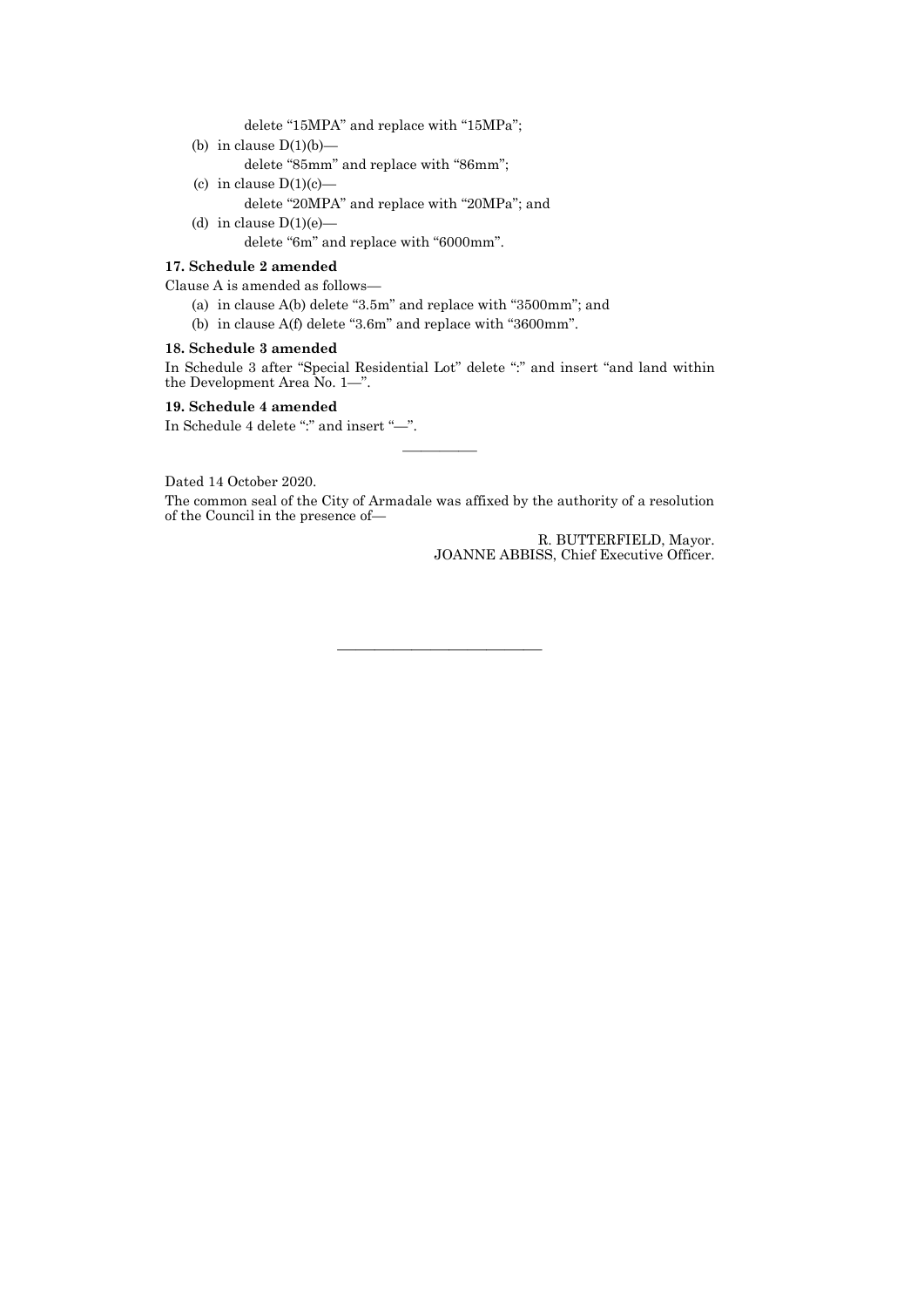delete “15MPA” and replace with “15MPa”;

(b) in clause D(1)(b)—

delete “85mm” and replace with “86mm”;

(c) in clause D(1)(c)—

delete “20MPA” and replace with “20MPa”; and

(d) in clause D(1)(e)—

delete “6m” and replace with “6000mm”.

**17. Schedule 2 amended**

Clause A is amended as follows—

(a) in clause A(b) delete “3.5m” and replace with “3500mm”; and

(b) in clause A(f) delete “3.6m” and replace with “3600mm”.

**18. Schedule 3 amended**

In Schedule 3 after “Special Residential Lot” delete “:” and insert “and land within the Development Area No. 1—”.

**19. Schedule 4 amended**

In Schedule 4 delete “:” and insert “—”.

———————

Dated 14 October 2020.

The common seal of the City of Armadale was affixed by the authority of a resolution of the Council in the presence of—

R. BUTTERFIELD, Mayor.
JOANNE ABBISS, Chief Executive Officer.

———————————